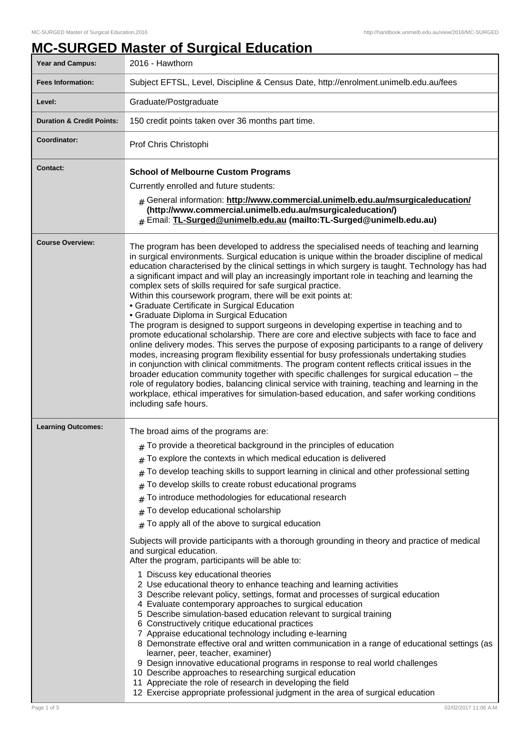# MC-SURGED Master of Surgical Education

| | |
|---|---|
| **Year and Campus:** | 2016 - Hawthorn |
| **Fees Information:** | Subject EFTSL, Level, Discipline & Census Date, http://enrolment.unimelb.edu.au/fees |
| **Level:** | Graduate/Postgraduate |
| **Duration & Credit Points:** | 150 credit points taken over 36 months part time. |
| **Coordinator:** | Prof Chris Christophi |
| **Contact:** | **School of Melbourne Custom Programs**<br>Currently enrolled and future students:<br># General information: **http://www.commercial.unimelb.edu.au/msurgicaleducation/ (http://www.commercial.unimelb.edu.au/msurgicaleducation/)**<br># Email: **TL-Surged@unimelb.edu.au (mailto:TL-Surged@unimelb.edu.au)** |
| **Course Overview:** | The program has been developed to address the specialised needs of teaching and learning in surgical environments. Surgical education is unique within the broader discipline of medical education characterised by the clinical settings in which surgery is taught. Technology has had a significant impact and will play an increasingly important role in teaching and learning the complex sets of skills required for safe surgical practice.<br>Within this coursework program, there will be exit points at:<br>• Graduate Certificate in Surgical Education<br>• Graduate Diploma in Surgical Education<br>The program is designed to support surgeons in developing expertise in teaching and to promote educational scholarship. There are core and elective subjects with face to face and online delivery modes. This serves the purpose of exposing participants to a range of delivery modes, increasing program flexibility essential for busy professionals undertaking studies in conjunction with clinical commitments. The program content reflects critical issues in the broader education community together with specific challenges for surgical education – the role of regulatory bodies, balancing clinical service with training, teaching and learning in the workplace, ethical imperatives for simulation-based education, and safer working conditions including safe hours. |
| **Learning Outcomes:** | The broad aims of the programs are:<br># To provide a theoretical background in the principles of education<br># To explore the contexts in which medical education is delivered<br># To develop teaching skills to support learning in clinical and other professional setting<br># To develop skills to create robust educational programs<br># To introduce methodologies for educational research<br># To develop educational scholarship<br># To apply all of the above to surgical education<br><br>Subjects will provide participants with a thorough grounding in theory and practice of medical and surgical education.<br>After the program, participants will be able to:<br>1 Discuss key educational theories<br>2 Use educational theory to enhance teaching and learning activities<br>3 Describe relevant policy, settings, format and processes of surgical education<br>4 Evaluate contemporary approaches to surgical education<br>5 Describe simulation-based education relevant to surgical training<br>6 Constructively critique educational practices<br>7 Appraise educational technology including e-learning<br>8 Demonstrate effective oral and written communication in a range of educational settings (as learner, peer, teacher, examiner)<br>9 Design innovative educational programs in response to real world challenges<br>10 Describe approaches to researching surgical education<br>11 Appreciate the role of research in developing the field<br>12 Exercise appropriate professional judgment in the area of surgical education |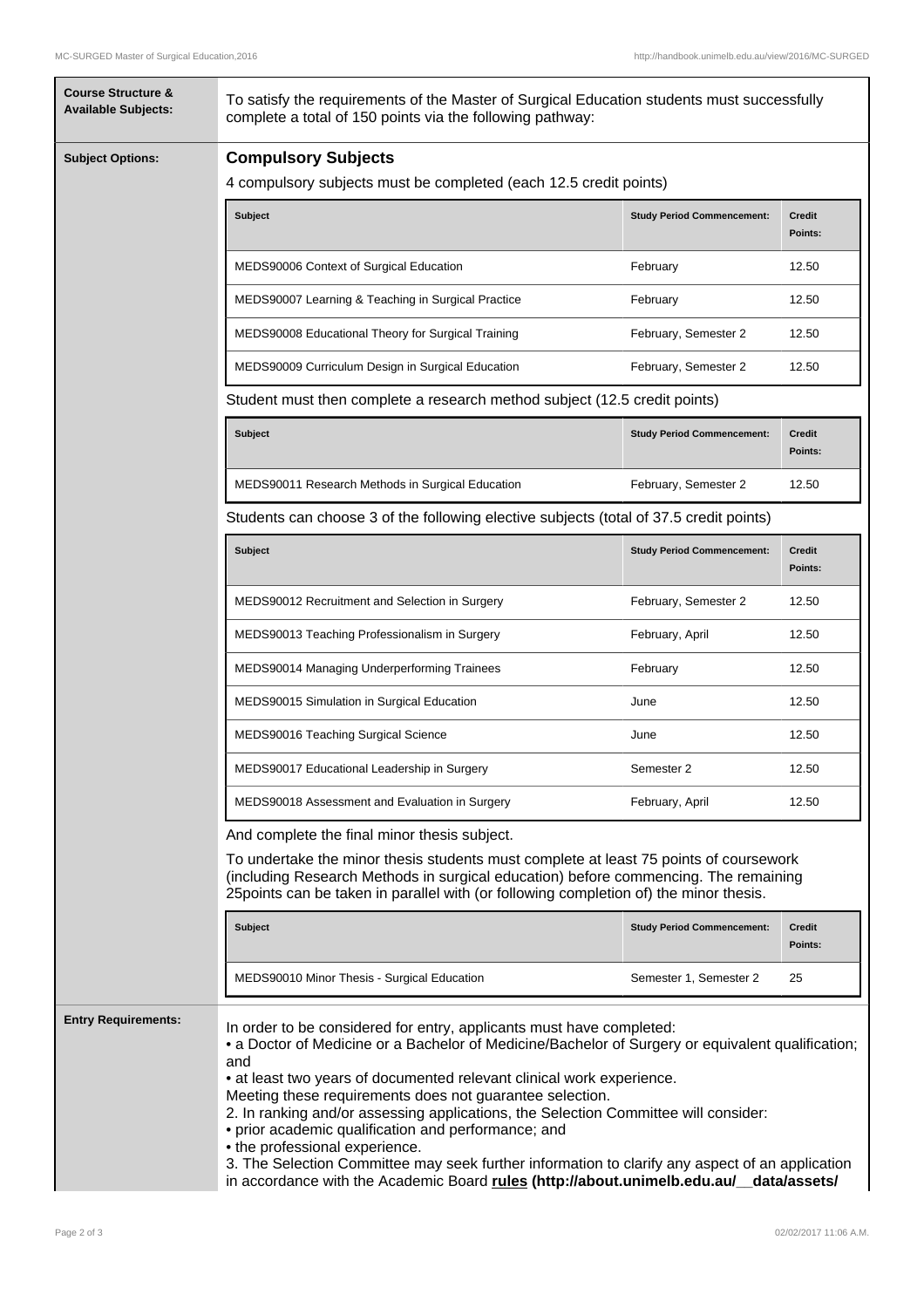**Course Structure & Available Subjects:**

To satisfy the requirements of the Master of Surgical Education students must successfully complete a total of 150 points via the following pathway:

**Subject Options:**

## Compulsory Subjects

4 compulsory subjects must be completed (each 12.5 credit points)

| Subject | Study Period Commencement: | Credit Points: |
| --- | --- | --- |
| MEDS90006 Context of Surgical Education | February | 12.50 |
| MEDS90007 Learning & Teaching in Surgical Practice | February | 12.50 |
| MEDS90008 Educational Theory for Surgical Training | February, Semester 2 | 12.50 |
| MEDS90009 Curriculum Design in Surgical Education | February, Semester 2 | 12.50 |

Student must then complete a research method subject (12.5 credit points)

| Subject | Study Period Commencement: | Credit Points: |
| --- | --- | --- |
| MEDS90011 Research Methods in Surgical Education | February, Semester 2 | 12.50 |

Students can choose 3 of the following elective subjects (total of 37.5 credit points)

| Subject | Study Period Commencement: | Credit Points: |
| --- | --- | --- |
| MEDS90012 Recruitment and Selection in Surgery | February, Semester 2 | 12.50 |
| MEDS90013 Teaching Professionalism in Surgery | February, April | 12.50 |
| MEDS90014 Managing Underperforming Trainees | February | 12.50 |
| MEDS90015 Simulation in Surgical Education | June | 12.50 |
| MEDS90016 Teaching Surgical Science | June | 12.50 |
| MEDS90017 Educational Leadership in Surgery | Semester 2 | 12.50 |
| MEDS90018 Assessment and Evaluation in Surgery | February, April | 12.50 |

And complete the final minor thesis subject.

To undertake the minor thesis students must complete at least 75 points of coursework (including Research Methods in surgical education) before commencing. The remaining 25points can be taken in parallel with (or following completion of) the minor thesis.

| Subject | Study Period Commencement: | Credit Points: |
| --- | --- | --- |
| MEDS90010 Minor Thesis - Surgical Education | Semester 1, Semester 2 | 25 |

**Entry Requirements:**

In order to be considered for entry, applicants must have completed:

- a Doctor of Medicine or a Bachelor of Medicine/Bachelor of Surgery or equivalent qualification; and
- at least two years of documented relevant clinical work experience.

Meeting these requirements does not guarantee selection.

2. In ranking and/or assessing applications, the Selection Committee will consider:

- prior academic qualification and performance; and
- the professional experience.

3. The Selection Committee may seek further information to clarify any aspect of an application in accordance with the Academic Board **rules (http://about.unimelb.edu.au/__data/assets/**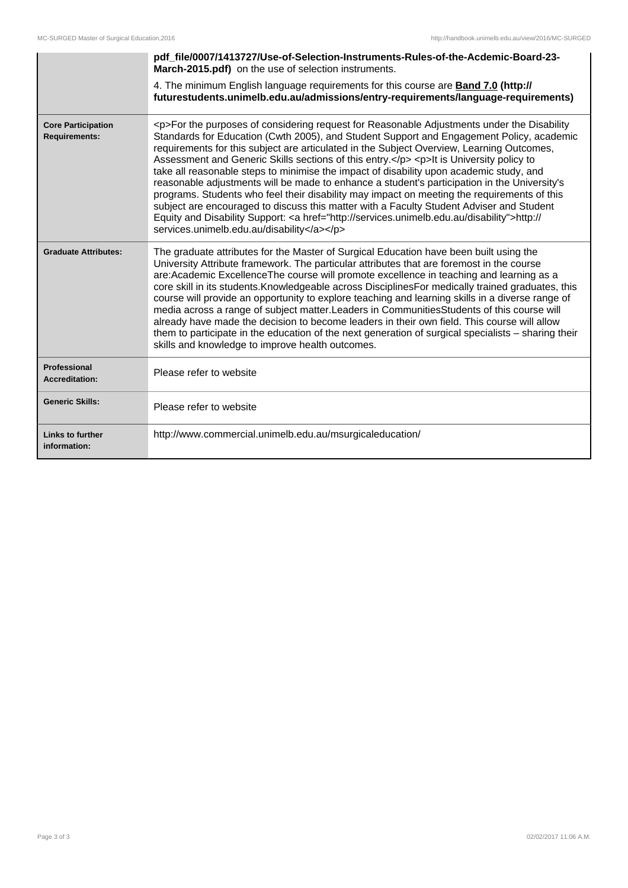| | |
|---|---|
| | **pdf_file/0007/1413727/Use-of-Selection-Instruments-Rules-of-the-Acdemic-Board-23-March-2015.pdf)** on the use of selection instruments.<br><br>4. The minimum English language requirements for this course are **Band 7.0 (http://futurestudents.unimelb.edu.au/admissions/entry-requirements/language-requirements)** |
| **Core Participation Requirements:** | <p>For the purposes of considering request for Reasonable Adjustments under the Disability Standards for Education (Cwth 2005), and Student Support and Engagement Policy, academic requirements for this subject are articulated in the Subject Overview, Learning Outcomes, Assessment and Generic Skills sections of this entry.</p> <p>It is University policy to take all reasonable steps to minimise the impact of disability upon academic study, and reasonable adjustments will be made to enhance a student's participation in the University's programs. Students who feel their disability may impact on meeting the requirements of this subject are encouraged to discuss this matter with a Faculty Student Adviser and Student Equity and Disability Support: <a href="http://services.unimelb.edu.au/disability">http://services.unimelb.edu.au/disability</a></p> |
| **Graduate Attributes:** | The graduate attributes for the Master of Surgical Education have been built using the University Attribute framework. The particular attributes that are foremost in the course are:Academic ExcellenceThe course will promote excellence in teaching and learning as a core skill in its students.Knowledgeable across DisciplinesFor medically trained graduates, this course will provide an opportunity to explore teaching and learning skills in a diverse range of media across a range of subject matter.Leaders in CommunitiesStudents of this course will already have made the decision to become leaders in their own field. This course will allow them to participate in the education of the next generation of surgical specialists – sharing their skills and knowledge to improve health outcomes. |
| **Professional Accreditation:** | Please refer to website |
| **Generic Skills:** | Please refer to website |
| **Links to further information:** | http://www.commercial.unimelb.edu.au/msurgicaleducation/ |